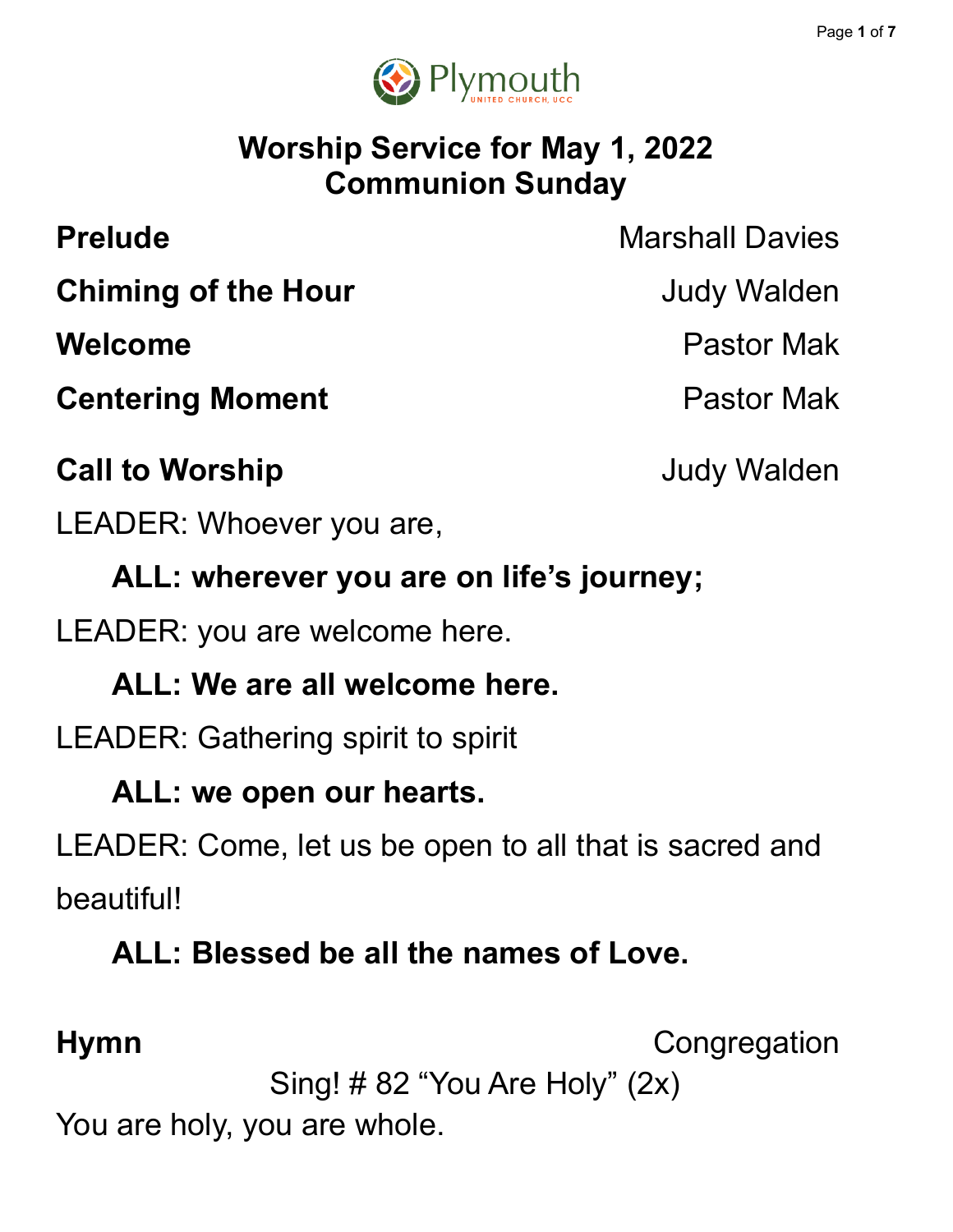Plymouth
UNITED CHURCH, UCC

# Worship Service for May 1, 2022
# Communion Sunday

**Prelude** Marshall Davies

**Chiming of the Hour** Judy Walden

**Welcome** Pastor Mak

**Centering Moment** Pastor Mak

**Call to Worship** Judy Walden

LEADER: Whoever you are,

**ALL: wherever you are on life's journey;**

LEADER: you are welcome here.

**ALL: We are all welcome here.**

LEADER: Gathering spirit to spirit

**ALL: we open our hearts.**

LEADER: Come, let us be open to all that is sacred and beautiful!

**ALL: Blessed be all the names of Love.**

**Hymn** Congregation

Sing! # 82 "You Are Holy" (2x)

You are holy, you are whole.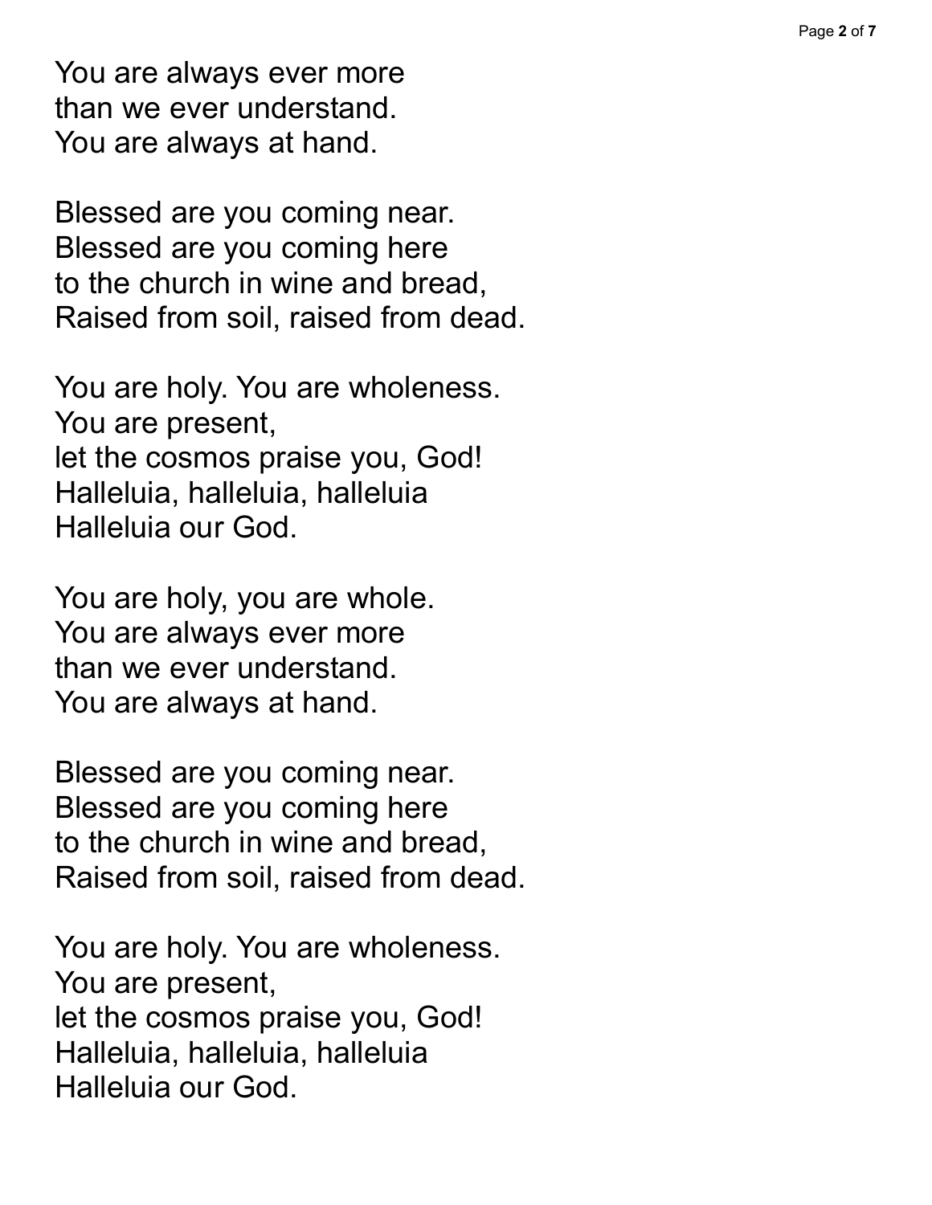You are always ever more  
than we ever understand.  
You are always at hand.

Blessed are you coming near.  
Blessed are you coming here  
to the church in wine and bread,  
Raised from soil, raised from dead.

You are holy. You are wholeness.  
You are present,  
let the cosmos praise you, God!  
Halleluia, halleluia, halleluia  
Halleluia our God.

You are holy, you are whole.  
You are always ever more  
than we ever understand.  
You are always at hand.

Blessed are you coming near.  
Blessed are you coming here  
to the church in wine and bread,  
Raised from soil, raised from dead.

You are holy. You are wholeness.  
You are present,  
let the cosmos praise you, God!  
Halleluia, halleluia, halleluia  
Halleluia our God.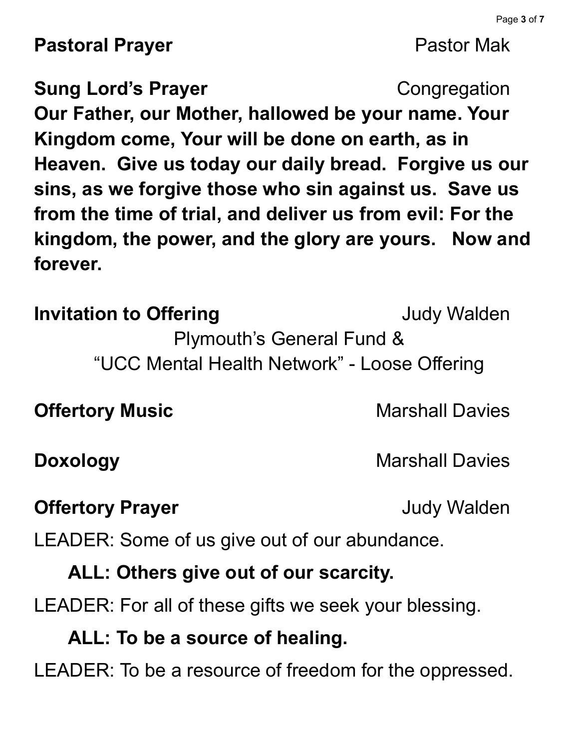**Pastoral Prayer** Pastor Mak

**Sung Lord's Prayer** Congregation

**Our Father, our Mother, hallowed be your name. Your Kingdom come, Your will be done on earth, as in Heaven. Give us today our daily bread. Forgive us our sins, as we forgive those who sin against us. Save us from the time of trial, and deliver us from evil: For the kingdom, the power, and the glory are yours. Now and forever.**

**Invitation to Offering** Judy Walden

Plymouth's General Fund &
"UCC Mental Health Network" - Loose Offering

**Offertory Music** Marshall Davies

**Doxology** Marshall Davies

**Offertory Prayer** Judy Walden

LEADER: Some of us give out of our abundance.

**ALL: Others give out of our scarcity.**

LEADER: For all of these gifts we seek your blessing.

**ALL: To be a source of healing.**

LEADER: To be a resource of freedom for the oppressed.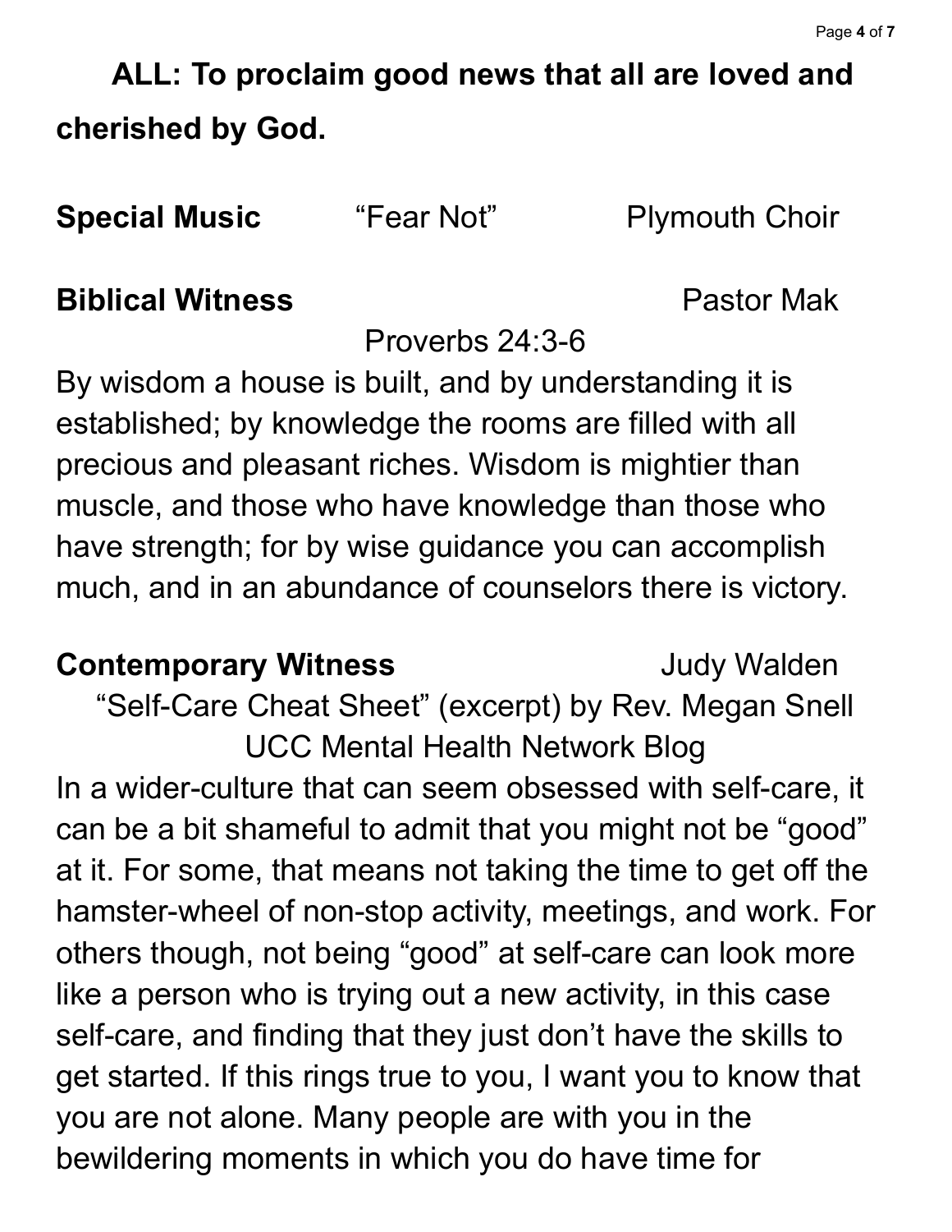**ALL: To proclaim good news that all are loved and cherished by God.**

**Special Music** "Fear Not" Plymouth Choir

**Biblical Witness** Pastor Mak

Proverbs 24:3-6

By wisdom a house is built, and by understanding it is established; by knowledge the rooms are filled with all precious and pleasant riches. Wisdom is mightier than muscle, and those who have knowledge than those who have strength; for by wise guidance you can accomplish much, and in an abundance of counselors there is victory.

**Contemporary Witness** Judy Walden

"Self-Care Cheat Sheet" (excerpt) by Rev. Megan Snell
UCC Mental Health Network Blog

In a wider-culture that can seem obsessed with self-care, it can be a bit shameful to admit that you might not be "good" at it. For some, that means not taking the time to get off the hamster-wheel of non-stop activity, meetings, and work. For others though, not being "good" at self-care can look more like a person who is trying out a new activity, in this case self-care, and finding that they just don't have the skills to get started. If this rings true to you, I want you to know that you are not alone. Many people are with you in the bewildering moments in which you do have time for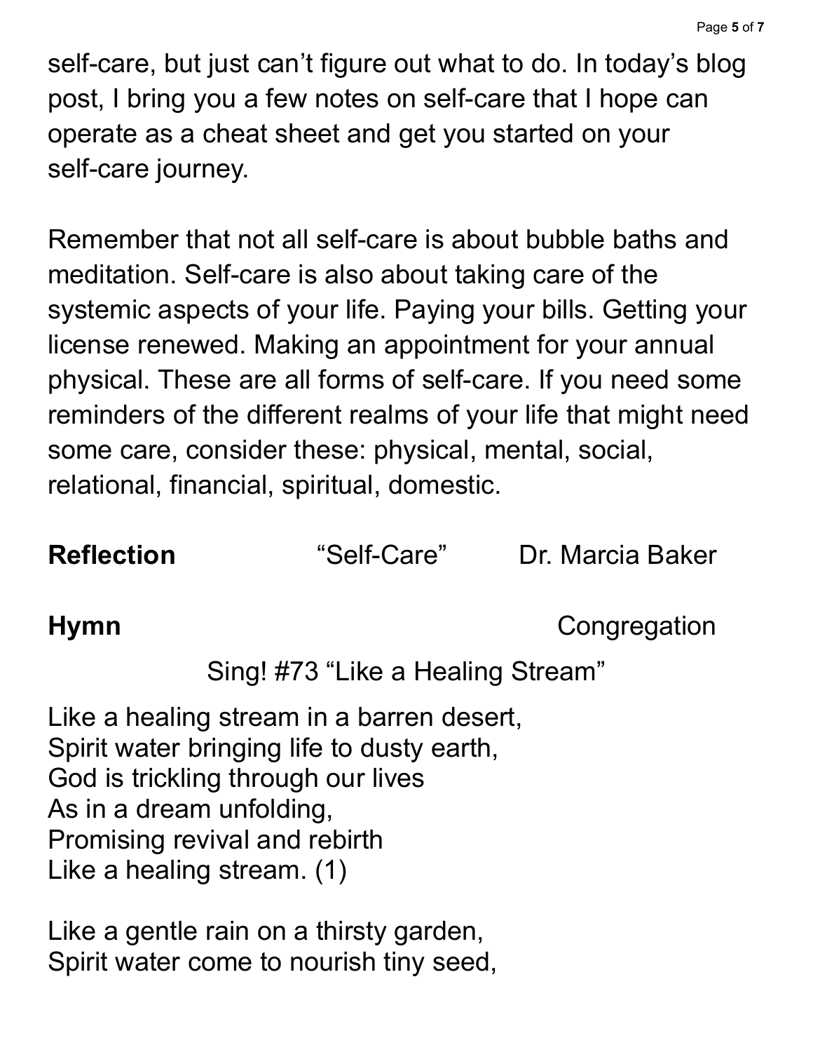self-care, but just can't figure out what to do. In today's blog post, I bring you a few notes on self-care that I hope can operate as a cheat sheet and get you started on your self-care journey.

Remember that not all self-care is about bubble baths and meditation. Self-care is also about taking care of the systemic aspects of your life. Paying your bills. Getting your license renewed. Making an appointment for your annual physical. These are all forms of self-care. If you need some reminders of the different realms of your life that might need some care, consider these: physical, mental, social, relational, financial, spiritual, domestic.

**Reflection** "Self-Care" Dr. Marcia Baker

**Hymn** Congregation

Sing! #73 "Like a Healing Stream"

Like a healing stream in a barren desert,
Spirit water bringing life to dusty earth,
God is trickling through our lives
As in a dream unfolding,
Promising revival and rebirth
Like a healing stream. (1)

Like a gentle rain on a thirsty garden,
Spirit water come to nourish tiny seed,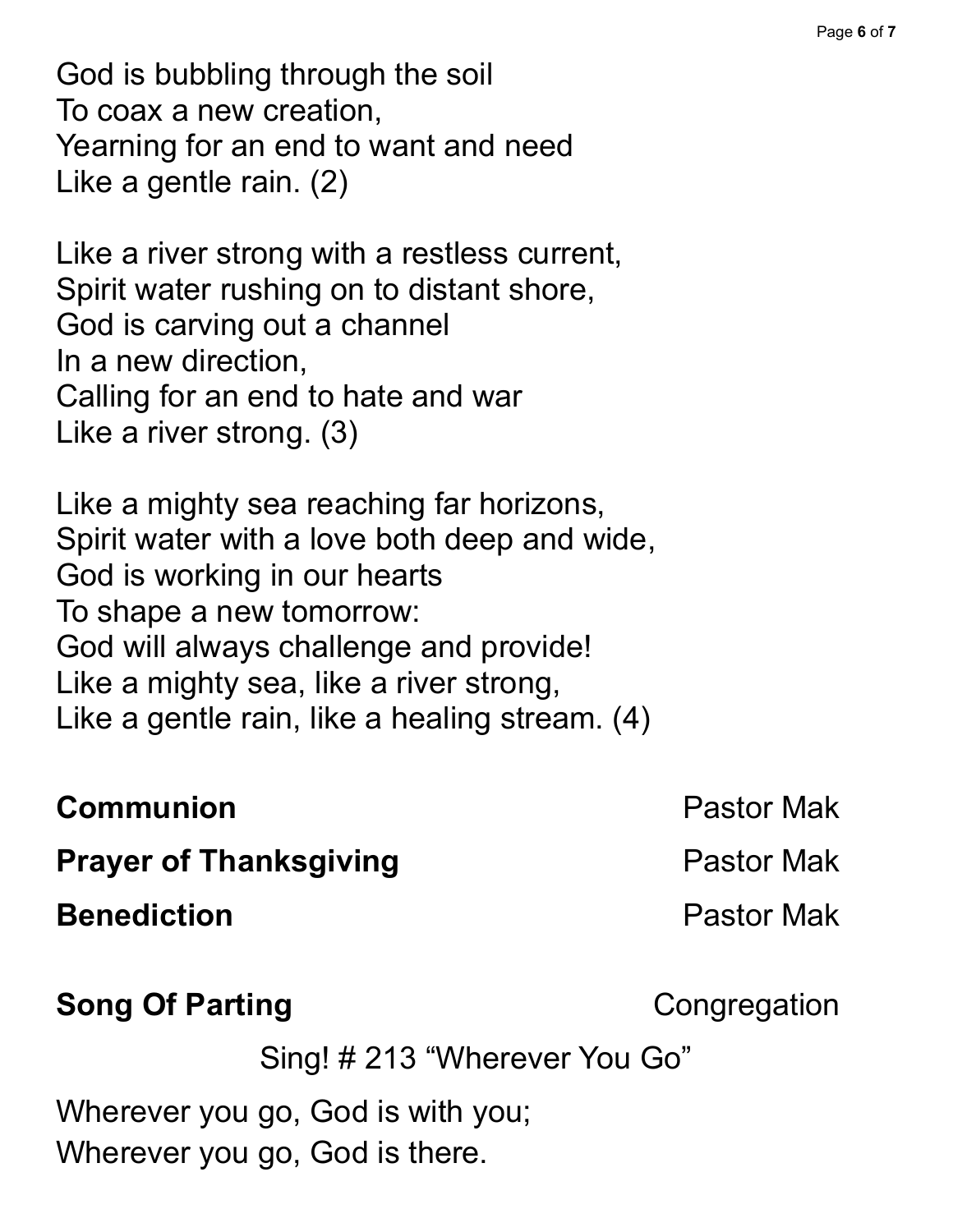God is bubbling through the soil
To coax a new creation,
Yearning for an end to want and need
Like a gentle rain. (2)

Like a river strong with a restless current,
Spirit water rushing on to distant shore,
God is carving out a channel
In a new direction,
Calling for an end to hate and war
Like a river strong. (3)

Like a mighty sea reaching far horizons,
Spirit water with a love both deep and wide,
God is working in our hearts
To shape a new tomorrow:
God will always challenge and provide!
Like a mighty sea, like a river strong,
Like a gentle rain, like a healing stream. (4)

**Communion** Pastor Mak

**Prayer of Thanksgiving** Pastor Mak

**Benediction** Pastor Mak

**Song Of Parting** Congregation

Sing! # 213 "Wherever You Go"

Wherever you go, God is with you;
Wherever you go, God is there.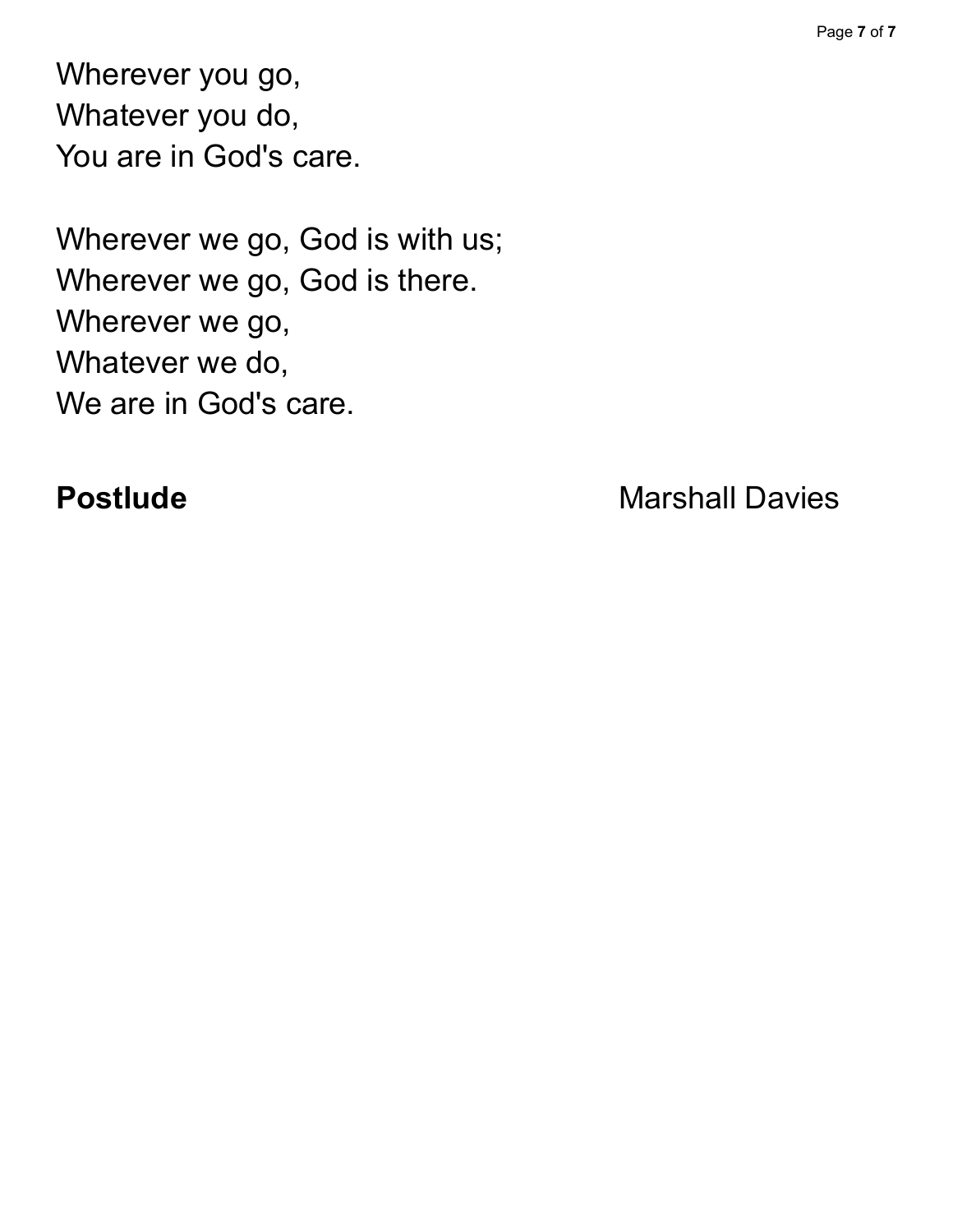Wherever you go,
Whatever you do,
You are in God's care.

Wherever we go, God is with us;
Wherever we go, God is there.
Wherever we go,
Whatever we do,
We are in God's care.

**Postlude** Marshall Davies